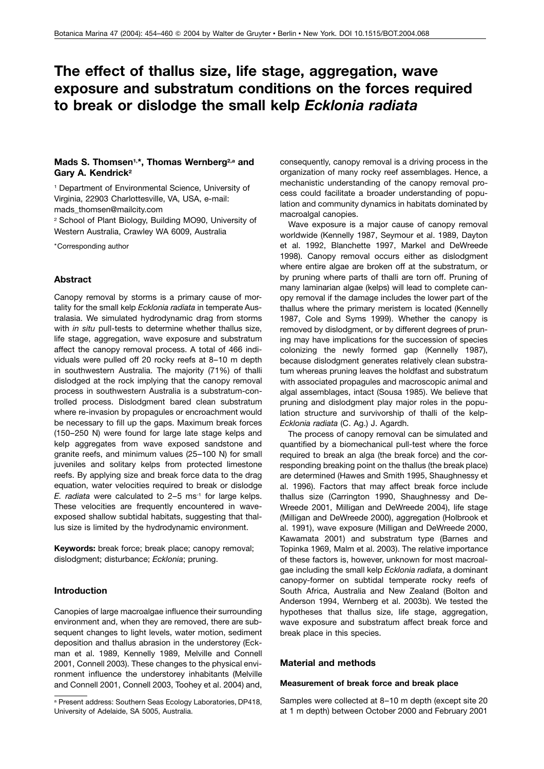# The effect of thallus size, life stage, aggregation, wave exposure and substratum conditions on the forces required to break or dislodge the small kelp *Ecklonia radiata*

**Mads S. Thomsen[1,*], Thomas Wernberg[2,a] and Gary A. Kendrick[2]**

[1] Department of Environmental Science, University of Virginia, 22903 Charlottesville, VA, USA, e-mail: mads_thomsen@mailcity.com

[2] School of Plant Biology, Building MO90, University of Western Australia, Crawley WA 6009, Australia

*Corresponding author

## Abstract

Canopy removal by storms is a primary cause of mortality for the small kelp *Ecklonia radiata* in temperate Australasia. We simulated hydrodynamic drag from storms with *in situ* pull-tests to determine whether thallus size, life stage, aggregation, wave exposure and substratum affect the canopy removal process. A total of 466 individuals were pulled off 20 rocky reefs at 8–10 m depth in southwestern Australia. The majority (71%) of thalli dislodged at the rock implying that the canopy removal process in southwestern Australia is a substratum-controlled process. Dislodgment bared clean substratum where re-invasion by propagules or encroachment would be necessary to fill up the gaps. Maximum break forces (150–250 N) were found for large late stage kelps and kelp aggregates from wave exposed sandstone and granite reefs, and minimum values (25–100 N) for small juveniles and solitary kelps from protected limestone reefs. By applying size and break force data to the drag equation, water velocities required to break or dislodge *E. radiata* were calculated to 2–5 $ms^{-1}$ for large kelps. These velocities are frequently encountered in wave-exposed shallow subtidal habitats, suggesting that thallus size is limited by the hydrodynamic environment.

**Keywords:** break force; break place; canopy removal; dislodgment; disturbance; *Ecklonia*; pruning.

## Introduction

Canopies of large macroalgae influence their surrounding environment and, when they are removed, there are subsequent changes to light levels, water motion, sediment deposition and thallus abrasion in the understorey (Eckman et al. 1989, Kennelly 1989, Melville and Connell 2001, Connell 2003). These changes to the physical environment influence the understorey inhabitants (Melville and Connell 2001, Connell 2003, Toohey et al. 2004) and, consequently, canopy removal is a driving process in the organization of many rocky reef assemblages. Hence, a mechanistic understanding of the canopy removal process could facilitate a broader understanding of population and community dynamics in habitats dominated by macroalgal canopies.

Wave exposure is a major cause of canopy removal worldwide (Kennelly 1987, Seymour et al. 1989, Dayton et al. 1992, Blanchette 1997, Markel and DeWreede 1998). Canopy removal occurs either as dislodgment where entire algae are broken off at the substratum, or by pruning where parts of thalli are torn off. Pruning of many laminarian algae (kelps) will lead to complete canopy removal if the damage includes the lower part of the thallus where the primary meristem is located (Kennelly 1987, Cole and Syms 1999). Whether the canopy is removed by dislodgment, or by different degrees of pruning may have implications for the succession of species colonizing the newly formed gap (Kennelly 1987), because dislodgment generates relatively clean substratum whereas pruning leaves the holdfast and substratum with associated propagules and macroscopic animal and algal assemblages, intact (Sousa 1985). We believe that pruning and dislodgment play major roles in the population structure and survivorship of thalli of the kelp-*Ecklonia radiata* (C. Ag.) J. Agardh.

The process of canopy removal can be simulated and quantified by a biomechanical pull-test where the force required to break an alga (the break force) and the corresponding breaking point on the thallus (the break place) are determined (Hawes and Smith 1995, Shaughnessy et al. 1996). Factors that may affect break force include thallus size (Carrington 1990, Shaughnessy and DeWreede 2001, Milligan and DeWreede 2004), life stage (Milligan and DeWreede 2000), aggregation (Holbrook et al. 1991), wave exposure (Milligan and DeWreede 2000, Kawamata 2001) and substratum type (Barnes and Topinka 1969, Malm et al. 2003). The relative importance of these factors is, however, unknown for most macroalgae including the small kelp *Ecklonia radiata*, a dominant canopy-former on subtidal temperate rocky reefs of South Africa, Australia and New Zealand (Bolton and Anderson 1994, Wernberg et al. 2003b). We tested the hypotheses that thallus size, life stage, aggregation, wave exposure and substratum affect break force and break place in this species.

## Material and methods

### Measurement of break force and break place

Samples were collected at 8–10 m depth (except site 20 at 1 m depth) between October 2000 and February 2001

[a] Present address: Southern Seas Ecology Laboratories, DP418, University of Adelaide, SA 5005, Australia.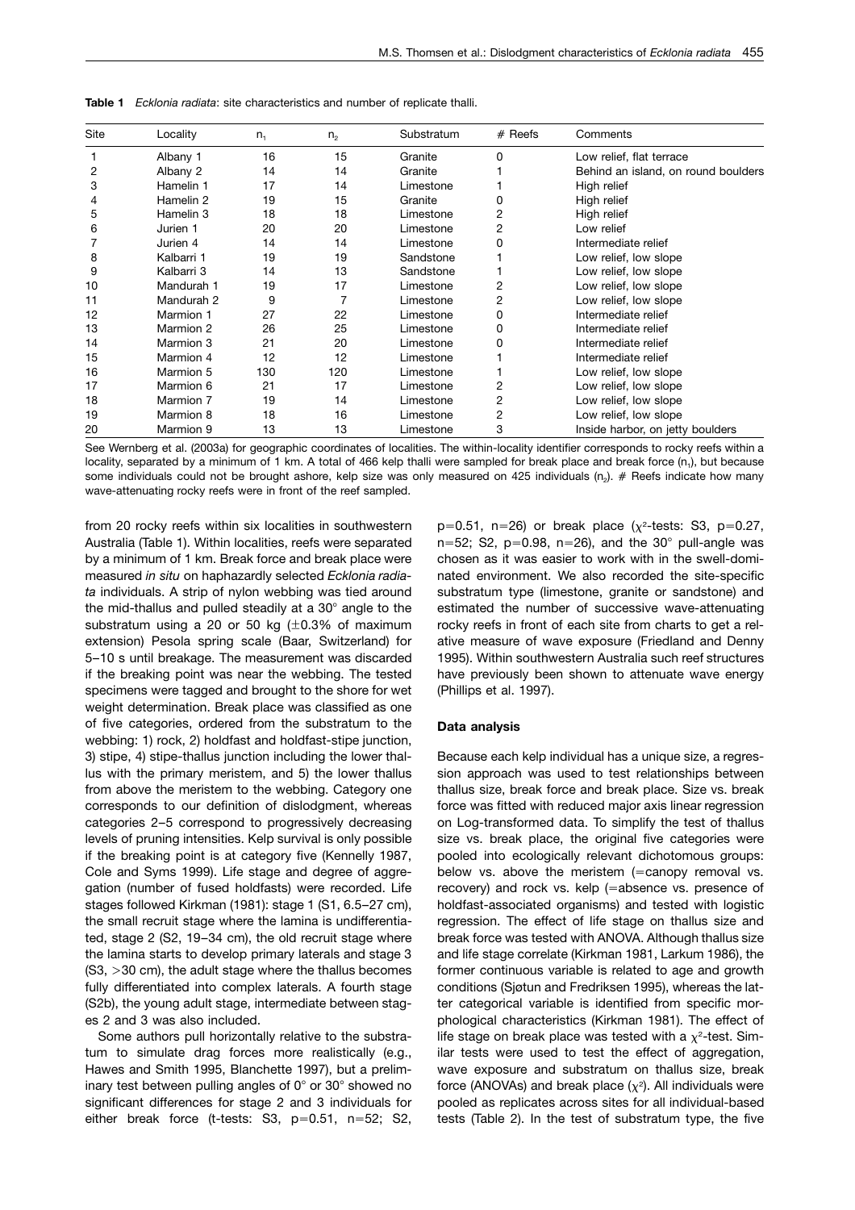**Table 1** *Ecklonia radiata*: site characteristics and number of replicate thalli.

| Site | Locality | $n_1$ | $n_2$ | Substratum | # Reefs | Comments |
|---|---|---|---|---|---|---|
| 1 | Albany 1 | 16 | 15 | Granite | 0 | Low relief, flat terrace |
| 2 | Albany 2 | 14 | 14 | Granite | 1 | Behind an island, on round boulders |
| 3 | Hamelin 1 | 17 | 14 | Limestone | 1 | High relief |
| 4 | Hamelin 2 | 19 | 15 | Granite | 0 | High relief |
| 5 | Hamelin 3 | 18 | 18 | Limestone | 2 | High relief |
| 6 | Jurien 1 | 20 | 20 | Limestone | 2 | Low relief |
| 7 | Jurien 4 | 14 | 14 | Limestone | 0 | Intermediate relief |
| 8 | Kalbarri 1 | 19 | 19 | Sandstone | 1 | Low relief, low slope |
| 9 | Kalbarri 3 | 14 | 13 | Sandstone | 1 | Low relief, low slope |
| 10 | Mandurah 1 | 19 | 17 | Limestone | 2 | Low relief, low slope |
| 11 | Mandurah 2 | 9 | 7 | Limestone | 2 | Low relief, low slope |
| 12 | Marmion 1 | 27 | 22 | Limestone | 0 | Intermediate relief |
| 13 | Marmion 2 | 26 | 25 | Limestone | 0 | Intermediate relief |
| 14 | Marmion 3 | 21 | 20 | Limestone | 0 | Intermediate relief |
| 15 | Marmion 4 | 12 | 12 | Limestone | 1 | Intermediate relief |
| 16 | Marmion 5 | 130 | 120 | Limestone | 1 | Low relief, low slope |
| 17 | Marmion 6 | 21 | 17 | Limestone | 2 | Low relief, low slope |
| 18 | Marmion 7 | 19 | 14 | Limestone | 2 | Low relief, low slope |
| 19 | Marmion 8 | 18 | 16 | Limestone | 2 | Low relief, low slope |
| 20 | Marmion 9 | 13 | 13 | Limestone | 3 | Inside harbor, on jetty boulders |

See Wernberg et al. (2003a) for geographic coordinates of localities. The within-locality identifier corresponds to rocky reefs within a locality, separated by a minimum of 1 km. A total of 466 kelp thalli were sampled for break place and break force ($n_1$), but because some individuals could not be brought ashore, kelp size was only measured on 425 individuals ($n_2$). # Reefs indicate how many wave-attenuating rocky reefs were in front of the reef sampled.

from 20 rocky reefs within six localities in southwestern Australia (Table 1). Within localities, reefs were separated by a minimum of 1 km. Break force and break place were measured *in situ* on haphazardly selected *Ecklonia radiata* individuals. A strip of nylon webbing was tied around the mid-thallus and pulled steadily at a 30° angle to the substratum using a 20 or 50 kg (±0.3% of maximum extension) Pesola spring scale (Baar, Switzerland) for 5–10 s until breakage. The measurement was discarded if the breaking point was near the webbing. The tested specimens were tagged and brought to the shore for wet weight determination. Break place was classified as one of five categories, ordered from the substratum to the webbing: 1) rock, 2) holdfast and holdfast-stipe junction, 3) stipe, 4) stipe-thallus junction including the lower thallus with the primary meristem, and 5) the lower thallus from above the meristem to the webbing. Category one corresponds to our definition of dislodgment, whereas categories 2–5 correspond to progressively decreasing levels of pruning intensities. Kelp survival is only possible if the breaking point is at category five (Kennelly 1987, Cole and Syms 1999). Life stage and degree of aggregation (number of fused holdfasts) were recorded. Life stages followed Kirkman (1981): stage 1 (S1, 6.5–27 cm), the small recruit stage where the lamina is undifferentiated, stage 2 (S2, 19–34 cm), the old recruit stage where the lamina starts to develop primary laterals and stage 3 (S3, >30 cm), the adult stage where the thallus becomes fully differentiated into complex laterals. A fourth stage (S2b), the young adult stage, intermediate between stages 2 and 3 was also included.

Some authors pull horizontally relative to the substratum to simulate drag forces more realistically (e.g., Hawes and Smith 1995, Blanchette 1997), but a preliminary test between pulling angles of 0° or 30° showed no significant differences for stage 2 and 3 individuals for either break force (t-tests: S3, $p=0.51$, $n=52$; S2, $p=0.51$, $n=26$) or break place ($\chi^2$-tests: S3, $p=0.27$, $n=52$; S2, $p=0.98$, $n=26$), and the 30° pull-angle was chosen as it was easier to work with in the swell-dominated environment. We also recorded the site-specific substratum type (limestone, granite or sandstone) and estimated the number of successive wave-attenuating rocky reefs in front of each site from charts to get a relative measure of wave exposure (Friedland and Denny 1995). Within southwestern Australia such reef structures have previously been shown to attenuate wave energy (Phillips et al. 1997).

### Data analysis

Because each kelp individual has a unique size, a regression approach was used to test relationships between thallus size, break force and break place. Size vs. break force was fitted with reduced major axis linear regression on Log-transformed data. To simplify the test of thallus size vs. break place, the original five categories were pooled into ecologically relevant dichotomous groups: below vs. above the meristem (=canopy removal vs. recovery) and rock vs. kelp (=absence vs. presence of holdfast-associated organisms) and tested with logistic regression. The effect of life stage on thallus size and break force was tested with ANOVA. Although thallus size and life stage correlate (Kirkman 1981, Larkum 1986), the former continuous variable is related to age and growth conditions (Sjøtun and Fredriksen 1995), whereas the latter categorical variable is identified from specific morphological characteristics (Kirkman 1981). The effect of life stage on break place was tested with a $\chi^2$-test. Similar tests were used to test the effect of aggregation, wave exposure and substratum on thallus size, break force (ANOVAs) and break place ($\chi^2$). All individuals were pooled as replicates across sites for all individual-based tests (Table 2). In the test of substratum type, the five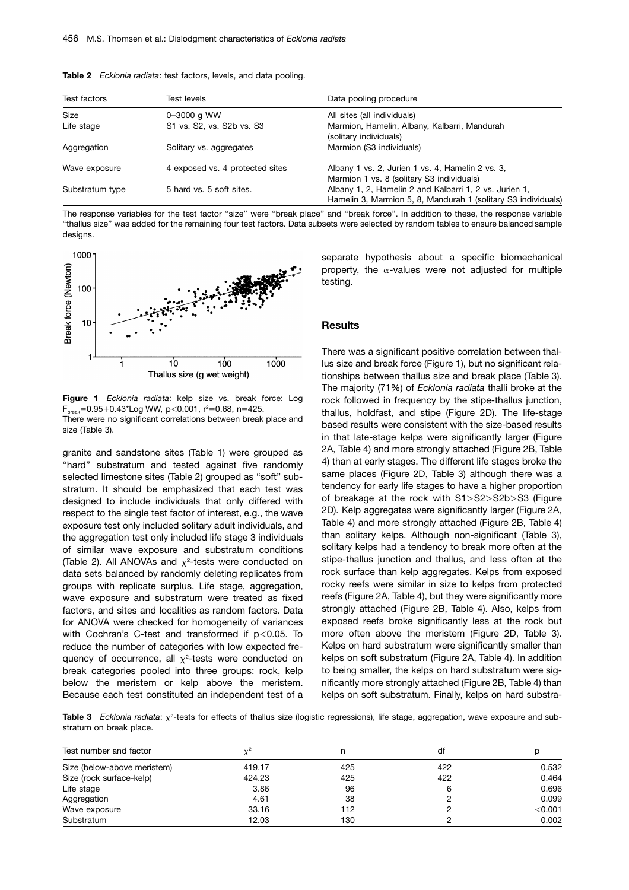**Table 2** *Ecklonia radiata*: test factors, levels, and data pooling.

| Test factors | Test levels | Data pooling procedure |
|---|---|---|
| Size | 0–3000 g WW | All sites (all individuals) |
| Life stage | S1 vs. S2, vs. S2b vs. S3 | Marmion, Hamelin, Albany, Kalbarri, Mandurah (solitary individuals) |
| Aggregation | Solitary vs. aggregates | Marmion (S3 individuals) |
| Wave exposure | 4 exposed vs. 4 protected sites | Albany 1 vs. 2, Jurien 1 vs. 4, Hamelin 2 vs. 3, Marmion 1 vs. 8 (solitary S3 individuals) |
| Substratum type | 5 hard vs. 5 soft sites. | Albany 1, 2, Hamelin 2 and Kalbarri 1, 2 vs. Jurien 1, Hamelin 3, Marmion 5, 8, Mandurah 1 (solitary S3 individuals) |

The response variables for the test factor "size" were "break place" and "break force". In addition to these, the response variable "thallus size" was added for the remaining four test factors. Data subsets were selected by random tables to ensure balanced sample designs.

**Figure 1** *Ecklonia radiata*: kelp size vs. break force: Log $F_{break}=0.95+0.43*\text{Log WW}$, $p<0.001$, $r^2=0.68$, $n=425$.
There were no significant correlations between break place and size (Table 3).

granite and sandstone sites (Table 1) were grouped as "hard" substratum and tested against five randomly selected limestone sites (Table 2) grouped as "soft" substratum. It should be emphasized that each test was designed to include individuals that only differed with respect to the single test factor of interest, e.g., the wave exposure test only included solitary adult individuals, and the aggregation test only included life stage 3 individuals of similar wave exposure and substratum conditions (Table 2). All ANOVAs and $\chi^2$-tests were conducted on data sets balanced by randomly deleting replicates from groups with replicate surplus. Life stage, aggregation, wave exposure and substratum were treated as fixed factors, and sites and localities as random factors. Data for ANOVA were checked for homogeneity of variances with Cochran's C-test and transformed if $p<0.05$. To reduce the number of categories with low expected frequency of occurrence, all $\chi^2$-tests were conducted on break categories pooled into three groups: rock, kelp below the meristem or kelp above the meristem. Because each test constituted an independent test of a separate hypothesis about a specific biomechanical property, the $\alpha$-values were not adjusted for multiple testing.

## Results

There was a significant positive correlation between thallus size and break force (Figure 1), but no significant relationships between thallus size and break place (Table 3). The majority (71%) of *Ecklonia radiata* thalli broke at the rock followed in frequency by the stipe-thallus junction, thallus, holdfast, and stipe (Figure 2D). The life-stage based results were consistent with the size-based results in that late-stage kelps were significantly larger (Figure 2A, Table 4) and more strongly attached (Figure 2B, Table 4) than at early stages. The different life stages broke the same places (Figure 2D, Table 3) although there was a tendency for early life stages to have a higher proportion of breakage at the rock with S1>S2>S2b>S3 (Figure 2D). Kelp aggregates were significantly larger (Figure 2A, Table 4) and more strongly attached (Figure 2B, Table 4) than solitary kelps. Although non-significant (Table 3), solitary kelps had a tendency to break more often at the stipe-thallus junction and thallus, and less often at the rock surface than kelp aggregates. Kelps from exposed rocky reefs were similar in size to kelps from protected reefs (Figure 2A, Table 4), but they were significantly more strongly attached (Figure 2B, Table 4). Also, kelps from exposed reefs broke significantly less at the rock but more often above the meristem (Figure 2D, Table 3). Kelps on hard substratum were significantly smaller than kelps on soft substratum (Figure 2A, Table 4). In addition to being smaller, the kelps on hard substratum were significantly more strongly attached (Figure 2B, Table 4) than kelps on soft substratum. Finally, kelps on hard substra-

**Table 3** *Ecklonia radiata*: $\chi^2$-tests for effects of thallus size (logistic regressions), life stage, aggregation, wave exposure and substratum on break place.

| Test number and factor | $\chi^2$ | n | df | p |
|---|---|---|---|---|
| Size (below-above meristem) | 419.17 | 425 | 422 | 0.532 |
| Size (rock surface-kelp) | 424.23 | 425 | 422 | 0.464 |
| Life stage | 3.86 | 96 | 6 | 0.696 |
| Aggregation | 4.61 | 38 | 2 | 0.099 |
| Wave exposure | 33.16 | 112 | 2 | <0.001 |
| Substratum | 12.03 | 130 | 2 | 0.002 |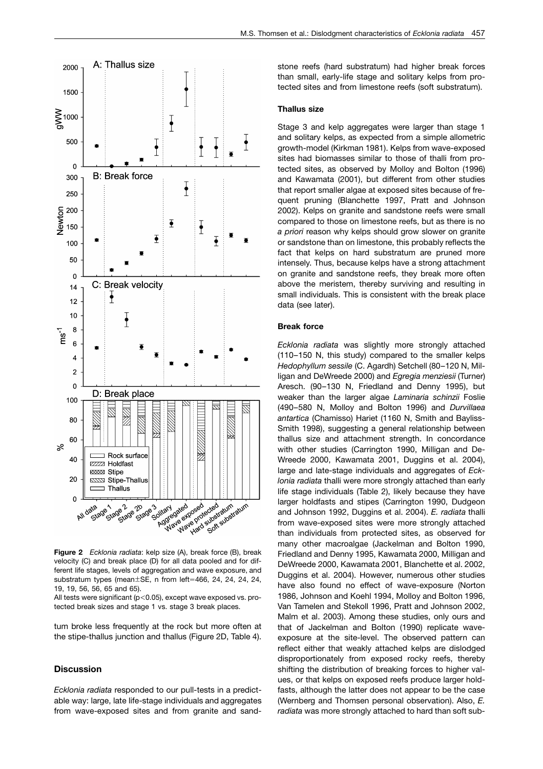**Figure 2** *Ecklonia radiata*: kelp size (A), break force (B), break velocity (C) and break place (D) for all data pooled and for different life stages, levels of aggregation and wave exposure, and substratum types (mean±SE, n from left=466, 24, 24, 24, 24, 19, 19, 56, 56, 65 and 65).
All tests were significant ($p<0.05$), except wave exposed vs. protected break sizes and stage 1 vs. stage 3 break places.

tum broke less frequently at the rock but more often at the stipe-thallus junction and thallus (Figure 2D, Table 4).

## Discussion

*Ecklonia radiata* responded to our pull-tests in a predictable way: large, late life-stage individuals and aggregates from wave-exposed sites and from granite and sandstone reefs (hard substratum) had higher break forces than small, early-life stage and solitary kelps from protected sites and from limestone reefs (soft substratum).

### Thallus size

Stage 3 and kelp aggregates were larger than stage 1 and solitary kelps, as expected from a simple allometric growth-model (Kirkman 1981). Kelps from wave-exposed sites had biomasses similar to those of thalli from protected sites, as observed by Molloy and Bolton (1996) and Kawamata (2001), but different from other studies that report smaller algae at exposed sites because of frequent pruning (Blanchette 1997, Pratt and Johnson 2002). Kelps on granite and sandstone reefs were small compared to those on limestone reefs, but as there is no *a priori* reason why kelps should grow slower on granite or sandstone than on limestone, this probably reflects the fact that kelps on hard substratum are pruned more intensely. Thus, because kelps have a strong attachment on granite and sandstone reefs, they break more often above the meristem, thereby surviving and resulting in small individuals. This is consistent with the break place data (see later).

### Break force

*Ecklonia radiata* was slightly more strongly attached (110–150 N, this study) compared to the smaller kelps *Hedophyllum sessile* (C. Agardh) Setchell (80–120 N, Milligan and DeWreede 2000) and *Egregia menziesii* (Turner) Aresch. (90–130 N, Friedland and Denny 1995), but weaker than the larger algae *Laminaria schinzii* Foslie (490–580 N, Molloy and Bolton 1996) and *Durvillaea antartica* (Chamisso) Hariet (1160 N, Smith and Bayliss-Smith 1998), suggesting a general relationship between thallus size and attachment strength. In concordance with other studies (Carrington 1990, Milligan and DeWreede 2000, Kawamata 2001, Duggins et al. 2004), large and late-stage individuals and aggregates of *Ecklonia radiata* thalli were more strongly attached than early life stage individuals (Table 2), likely because they have larger holdfasts and stipes (Carrington 1990, Dudgeon and Johnson 1992, Duggins et al. 2004). *E. radiata* thalli from wave-exposed sites were more strongly attached than individuals from protected sites, as observed for many other macroalgae (Jackelman and Bolton 1990, Friedland and Denny 1995, Kawamata 2000, Milligan and DeWreede 2000, Kawamata 2001, Blanchette et al. 2002, Duggins et al. 2004). However, numerous other studies have also found no effect of wave-exposure (Norton 1986, Johnson and Koehl 1994, Molloy and Bolton 1996, Van Tamelen and Stekoll 1996, Pratt and Johnson 2002, Malm et al. 2003). Among these studies, only ours and that of Jackelman and Bolton (1990) replicate wave-exposure at the site-level. The observed pattern can reflect either that weakly attached kelps are dislodged disproportionately from exposed rocky reefs, thereby shifting the distribution of breaking forces to higher values, or that kelps on exposed reefs produce larger holdfasts, although the latter does not appear to be the case (Wernberg and Thomsen personal observation). Also, *E. radiata* was more strongly attached to hard than soft sub-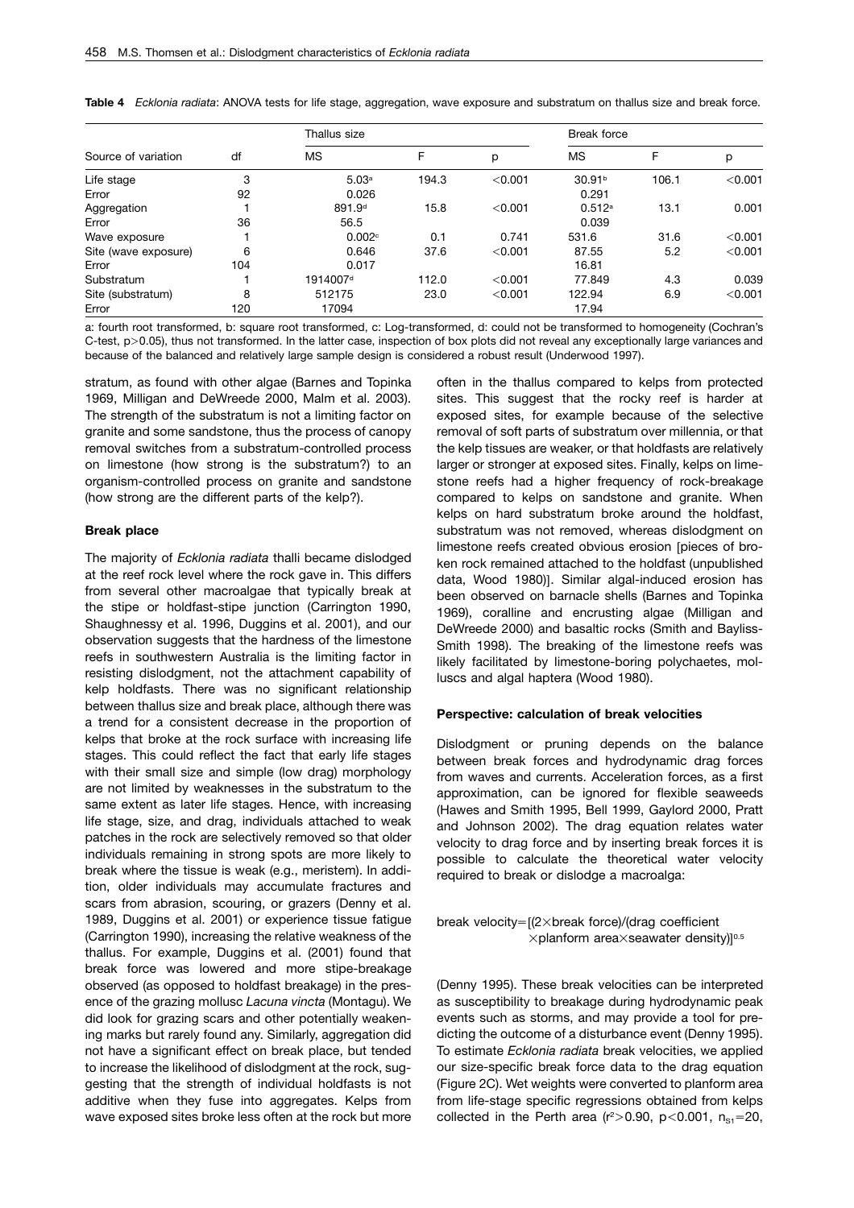**Table 4** *Ecklonia radiata*: ANOVA tests for life stage, aggregation, wave exposure and substratum on thallus size and break force.

| Source of variation | df | Thallus size | | | Break force | | |
|---|---|---|---|---|---|---|---|
| | | MS | F | p | MS | F | p |
| Life stage | 3 | 5.03[a] | 194.3 | <0.001 | 30.91[b] | 106.1 | <0.001 |
| Error | 92 | 0.026 | | | 0.291 | | |
| Aggregation | 1 | 891.9[d] | 15.8 | <0.001 | 0.512[a] | 13.1 | 0.001 |
| Error | 36 | 56.5 | | | 0.039 | | |
| Wave exposure | 1 | 0.002[c] | 0.1 | 0.741 | 531.6 | 31.6 | <0.001 |
| Site (wave exposure) | 6 | 0.646 | 37.6 | <0.001 | 87.55 | 5.2 | <0.001 |
| Error | 104 | 0.017 | | | 16.81 | | |
| Substratum | 1 | 1914007[d] | 112.0 | <0.001 | 77.849 | 4.3 | 0.039 |
| Site (substratum) | 8 | 512175 | 23.0 | <0.001 | 122.94 | 6.9 | <0.001 |
| Error | 120 | 17094 | | | 17.94 | | |

a: fourth root transformed, b: square root transformed, c: Log-transformed, d: could not be transformed to homogeneity (Cochran's C-test, p>0.05), thus not transformed. In the latter case, inspection of box plots did not reveal any exceptionally large variances and because of the balanced and relatively large sample design is considered a robust result (Underwood 1997).

stratum, as found with other algae (Barnes and Topinka 1969, Milligan and DeWreede 2000, Malm et al. 2003). The strength of the substratum is not a limiting factor on granite and some sandstone, thus the process of canopy removal switches from a substratum-controlled process on limestone (how strong is the substratum?) to an organism-controlled process on granite and sandstone (how strong are the different parts of the kelp?).

### Break place

The majority of *Ecklonia radiata* thalli became dislodged at the reef rock level where the rock gave in. This differs from several other macroalgae that typically break at the stipe or holdfast-stipe junction (Carrington 1990, Shaughnessy et al. 1996, Duggins et al. 2001), and our observation suggests that the hardness of the limestone reefs in southwestern Australia is the limiting factor in resisting dislodgment, not the attachment capability of kelp holdfasts. There was no significant relationship between thallus size and break place, although there was a trend for a consistent decrease in the proportion of kelps that broke at the rock surface with increasing life stages. This could reflect the fact that early life stages with their small size and simple (low drag) morphology are not limited by weaknesses in the substratum to the same extent as later life stages. Hence, with increasing life stage, size, and drag, individuals attached to weak patches in the rock are selectively removed so that older individuals remaining in strong spots are more likely to break where the tissue is weak (e.g., meristem). In addition, older individuals may accumulate fractures and scars from abrasion, scouring, or grazers (Denny et al. 1989, Duggins et al. 2001) or experience tissue fatigue (Carrington 1990), increasing the relative weakness of the thallus. For example, Duggins et al. (2001) found that break force was lowered and more stipe-breakage observed (as opposed to holdfast breakage) in the presence of the grazing mollusc *Lacuna vincta* (Montagu). We did look for grazing scars and other potentially weakening marks but rarely found any. Similarly, aggregation did not have a significant effect on break place, but tended to increase the likelihood of dislodgment at the rock, suggesting that the strength of individual holdfasts is not additive when they fuse into aggregates. Kelps from wave exposed sites broke less often at the rock but more often in the thallus compared to kelps from protected sites. This suggest that the rocky reef is harder at exposed sites, for example because of the selective removal of soft parts of substratum over millennia, or that the kelp tissues are weaker, or that holdfasts are relatively larger or stronger at exposed sites. Finally, kelps on limestone reefs had a higher frequency of rock-breakage compared to kelps on sandstone and granite. When kelps on hard substratum broke around the holdfast, substratum was not removed, whereas dislodgment on limestone reefs created obvious erosion [pieces of broken rock remained attached to the holdfast (unpublished data, Wood 1980)]. Similar algal-induced erosion has been observed on barnacle shells (Barnes and Topinka 1969), coralline and encrusting algae (Milligan and DeWreede 2000) and basaltic rocks (Smith and Bayliss-Smith 1998). The breaking of the limestone reefs was likely facilitated by limestone-boring polychaetes, molluscs and algal haptera (Wood 1980).

### Perspective: calculation of break velocities

Dislodgment or pruning depends on the balance between break forces and hydrodynamic drag forces from waves and currents. Acceleration forces, as a first approximation, can be ignored for flexible seaweeds (Hawes and Smith 1995, Bell 1999, Gaylord 2000, Pratt and Johnson 2002). The drag equation relates water velocity to drag force and by inserting break forces it is possible to calculate the theoretical water velocity required to break or dislodge a macroalga:

$$\text{break velocity}=[(2\times\text{break force})/(\text{drag coefficient}\times\text{planform area}\times\text{seawater density})]^{0.5}$$

(Denny 1995). These break velocities can be interpreted as susceptibility to breakage during hydrodynamic peak events such as storms, and may provide a tool for predicting the outcome of a disturbance event (Denny 1995). To estimate *Ecklonia radiata* break velocities, we applied our size-specific break force data to the drag equation (Figure 2C). Wet weights were converted to planform area from life-stage specific regressions obtained from kelps collected in the Perth area ($r^2>0.90$, $p<0.001$, $n_{S1}=20$,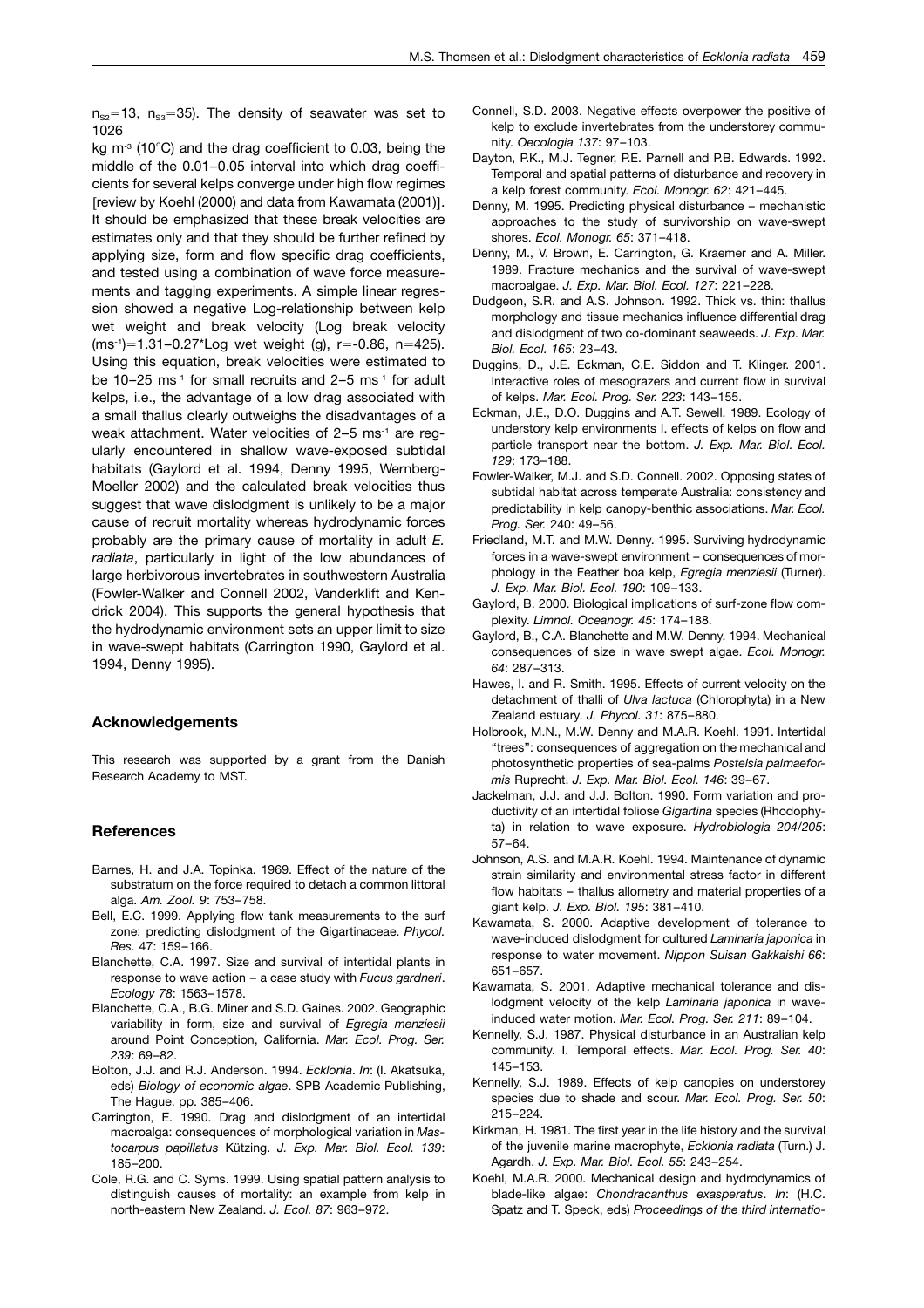$n_{S2}$=13, $n_{S3}$=35). The density of seawater was set to 1026 kg $m^{-3}$ (10°C) and the drag coefficient to 0.03, being the middle of the 0.01–0.05 interval into which drag coefficients for several kelps converge under high flow regimes [review by Koehl (2000) and data from Kawamata (2001)]. It should be emphasized that these break velocities are estimates only and that they should be further refined by applying size, form and flow specific drag coefficients, and tested using a combination of wave force measurements and tagging experiments. A simple linear regression showed a negative Log-relationship between kelp wet weight and break velocity (Log break velocity ($ms^{-1}$)=1.31–0.27*Log wet weight (g), r=-0.86, n=425). Using this equation, break velocities were estimated to be 10–25 $ms^{-1}$ for small recruits and 2–5 $ms^{-1}$ for adult kelps, i.e., the advantage of a low drag associated with a small thallus clearly outweighs the disadvantages of a weak attachment. Water velocities of 2–5 $ms^{-1}$ are regularly encountered in shallow wave-exposed subtidal habitats (Gaylord et al. 1994, Denny 1995, Wernberg-Moeller 2002) and the calculated break velocities thus suggest that wave dislodgment is unlikely to be a major cause of recruit mortality whereas hydrodynamic forces probably are the primary cause of mortality in adult *E. radiata*, particularly in light of the low abundances of large herbivorous invertebrates in southwestern Australia (Fowler-Walker and Connell 2002, Vanderklift and Kendrick 2004). This supports the general hypothesis that the hydrodynamic environment sets an upper limit to size in wave-swept habitats (Carrington 1990, Gaylord et al. 1994, Denny 1995).

## Acknowledgements

This research was supported by a grant from the Danish Research Academy to MST.

## References

- Barnes, H. and J.A. Topinka. 1969. Effect of the nature of the substratum on the force required to detach a common littoral alga. *Am. Zool. 9*: 753–758.
- Bell, E.C. 1999. Applying flow tank measurements to the surf zone: predicting dislodgment of the Gigartinaceae. *Phycol. Res.* 47: 159–166.
- Blanchette, C.A. 1997. Size and survival of intertidal plants in response to wave action – a case study with *Fucus gardneri*. *Ecology 78*: 1563–1578.
- Blanchette, C.A., B.G. Miner and S.D. Gaines. 2002. Geographic variability in form, size and survival of *Egregia menziesii* around Point Conception, California. *Mar. Ecol. Prog. Ser. 239*: 69–82.
- Bolton, J.J. and R.J. Anderson. 1994. *Ecklonia*. *In*: (I. Akatsuka, eds) *Biology of economic algae*. SPB Academic Publishing, The Hague. pp. 385–406.
- Carrington, E. 1990. Drag and dislodgment of an intertidal macroalga: consequences of morphological variation in *Mastocarpus papillatus* Kützing. *J. Exp. Mar. Biol. Ecol. 139*: 185–200.
- Cole, R.G. and C. Syms. 1999. Using spatial pattern analysis to distinguish causes of mortality: an example from kelp in north-eastern New Zealand. *J. Ecol. 87*: 963–972.
- Connell, S.D. 2003. Negative effects overpower the positive of kelp to exclude invertebrates from the understorey community. *Oecologia 137*: 97–103.
- Dayton, P.K., M.J. Tegner, P.E. Parnell and P.B. Edwards. 1992. Temporal and spatial patterns of disturbance and recovery in a kelp forest community. *Ecol. Monogr. 62*: 421–445.
- Denny, M. 1995. Predicting physical disturbance – mechanistic approaches to the study of survivorship on wave-swept shores. *Ecol. Monogr. 65*: 371–418.
- Denny, M., V. Brown, E. Carrington, G. Kraemer and A. Miller. 1989. Fracture mechanics and the survival of wave-swept macroalgae. *J. Exp. Mar. Biol. Ecol. 127*: 221–228.
- Dudgeon, S.R. and A.S. Johnson. 1992. Thick vs. thin: thallus morphology and tissue mechanics influence differential drag and dislodgment of two co-dominant seaweeds. *J. Exp. Mar. Biol. Ecol. 165*: 23–43.
- Duggins, D., J.E. Eckman, C.E. Siddon and T. Klinger. 2001. Interactive roles of mesograzers and current flow in survival of kelps. *Mar. Ecol. Prog. Ser. 223*: 143–155.
- Eckman, J.E., D.O. Duggins and A.T. Sewell. 1989. Ecology of understory kelp environments I. effects of kelps on flow and particle transport near the bottom. *J. Exp. Mar. Biol. Ecol. 129*: 173–188.
- Fowler-Walker, M.J. and S.D. Connell. 2002. Opposing states of subtidal habitat across temperate Australia: consistency and predictability in kelp canopy-benthic associations. *Mar. Ecol. Prog. Ser.* 240: 49–56.
- Friedland, M.T. and M.W. Denny. 1995. Surviving hydrodynamic forces in a wave-swept environment – consequences of morphology in the Feather boa kelp, *Egregia menziesii* (Turner). *J. Exp. Mar. Biol. Ecol. 190*: 109–133.
- Gaylord, B. 2000. Biological implications of surf-zone flow complexity. *Limnol. Oceanogr. 45*: 174–188.
- Gaylord, B., C.A. Blanchette and M.W. Denny. 1994. Mechanical consequences of size in wave swept algae. *Ecol. Monogr. 64*: 287–313.
- Hawes, I. and R. Smith. 1995. Effects of current velocity on the detachment of thalli of *Ulva lactuca* (Chlorophyta) in a New Zealand estuary. *J. Phycol. 31*: 875–880.
- Holbrook, M.N., M.W. Denny and M.A.R. Koehl. 1991. Intertidal "trees": consequences of aggregation on the mechanical and photosynthetic properties of sea-palms *Postelsia palmaeformis* Ruprecht. *J. Exp. Mar. Biol. Ecol. 146*: 39–67.
- Jackelman, J.J. and J.J. Bolton. 1990. Form variation and productivity of an intertidal foliose *Gigartina* species (Rhodophyta) in relation to wave exposure. *Hydrobiologia 204/205*: 57–64.
- Johnson, A.S. and M.A.R. Koehl. 1994. Maintenance of dynamic strain similarity and environmental stress factor in different flow habitats – thallus allometry and material properties of a giant kelp. *J. Exp. Biol. 195*: 381–410.
- Kawamata, S. 2000. Adaptive development of tolerance to wave-induced dislodgment for cultured *Laminaria japonica* in response to water movement. *Nippon Suisan Gakkaishi 66*: 651–657.
- Kawamata, S. 2001. Adaptive mechanical tolerance and dislodgment velocity of the kelp *Laminaria japonica* in wave-induced water motion. *Mar. Ecol. Prog. Ser. 211*: 89–104.
- Kennelly, S.J. 1987. Physical disturbance in an Australian kelp community. I. Temporal effects. *Mar. Ecol. Prog. Ser. 40*: 145–153.
- Kennelly, S.J. 1989. Effects of kelp canopies on understorey species due to shade and scour. *Mar. Ecol. Prog. Ser. 50*: 215–224.
- Kirkman, H. 1981. The first year in the life history and the survival of the juvenile marine macrophyte, *Ecklonia radiata* (Turn.) J. Agardh. *J. Exp. Mar. Biol. Ecol. 55*: 243–254.
- Koehl, M.A.R. 2000. Mechanical design and hydrodynamics of blade-like algae: *Chondracanthus exasperatus*. *In*: (H.C. Spatz and T. Speck, eds) *Proceedings of the third internatio-*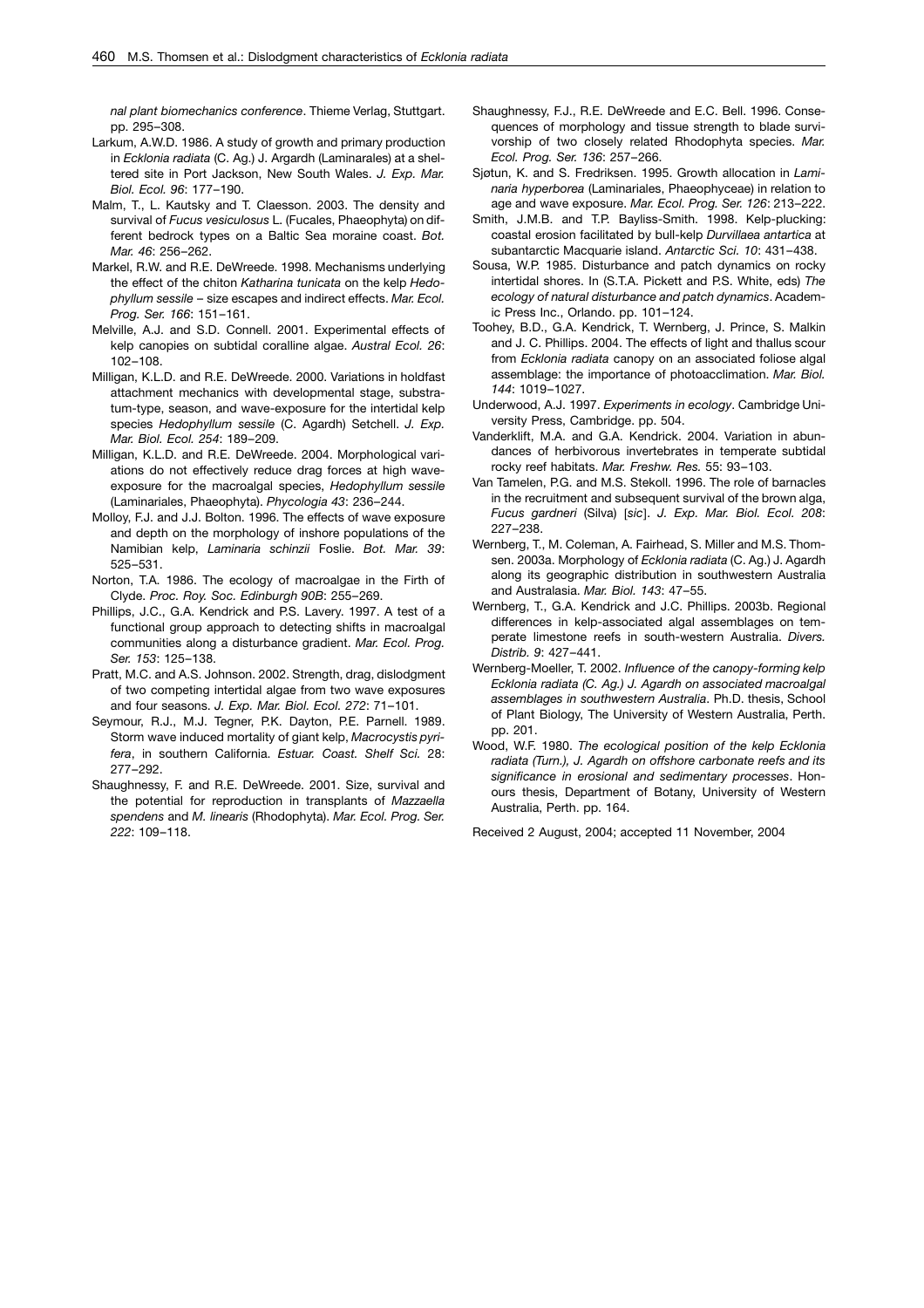*nal plant biomechanics conference*. Thieme Verlag, Stuttgart. pp. 295–308.

Larkum, A.W.D. 1986. A study of growth and primary production in *Ecklonia radiata* (C. Ag.) J. Argardh (Laminarales) at a sheltered site in Port Jackson, New South Wales. *J. Exp. Mar. Biol. Ecol. 96*: 177–190.

Malm, T., L. Kautsky and T. Claesson. 2003. The density and survival of *Fucus vesiculosus* L. (Fucales, Phaeophyta) on different bedrock types on a Baltic Sea moraine coast. *Bot. Mar. 46*: 256–262.

Markel, R.W. and R.E. DeWreede. 1998. Mechanisms underlying the effect of the chiton *Katharina tunicata* on the kelp *Hedophyllum sessile* – size escapes and indirect effects. *Mar. Ecol. Prog. Ser. 166*: 151–161.

Melville, A.J. and S.D. Connell. 2001. Experimental effects of kelp canopies on subtidal coralline algae. *Austral Ecol. 26*: 102–108.

Milligan, K.L.D. and R.E. DeWreede. 2000. Variations in holdfast attachment mechanics with developmental stage, substratum-type, season, and wave-exposure for the intertidal kelp species *Hedophyllum sessile* (C. Agardh) Setchell. *J. Exp. Mar. Biol. Ecol. 254*: 189–209.

Milligan, K.L.D. and R.E. DeWreede. 2004. Morphological variations do not effectively reduce drag forces at high wave-exposure for the macroalgal species, *Hedophyllum sessile* (Laminariales, Phaeophyta). *Phycologia 43*: 236–244.

Molloy, F.J. and J.J. Bolton. 1996. The effects of wave exposure and depth on the morphology of inshore populations of the Namibian kelp, *Laminaria schinzii* Foslie. *Bot. Mar. 39*: 525–531.

Norton, T.A. 1986. The ecology of macroalgae in the Firth of Clyde. *Proc. Roy. Soc. Edinburgh 90B*: 255–269.

Phillips, J.C., G.A. Kendrick and P.S. Lavery. 1997. A test of a functional group approach to detecting shifts in macroalgal communities along a disturbance gradient. *Mar. Ecol. Prog. Ser. 153*: 125–138.

Pratt, M.C. and A.S. Johnson. 2002. Strength, drag, dislodgment of two competing intertidal algae from two wave exposures and four seasons. *J. Exp. Mar. Biol. Ecol. 272*: 71–101.

Seymour, R.J., M.J. Tegner, P.K. Dayton, P.E. Parnell. 1989. Storm wave induced mortality of giant kelp, *Macrocystis pyrifera*, in southern California. *Estuar. Coast. Shelf Sci.* 28: 277–292.

Shaughnessy, F. and R.E. DeWreede. 2001. Size, survival and the potential for reproduction in transplants of *Mazzaella spendens* and *M. linearis* (Rhodophyta). *Mar. Ecol. Prog. Ser. 222*: 109–118.

Shaughnessy, F.J., R.E. DeWreede and E.C. Bell. 1996. Consequences of morphology and tissue strength to blade survivorship of two closely related Rhodophyta species. *Mar. Ecol. Prog. Ser. 136*: 257–266.

Sjøtun, K. and S. Fredriksen. 1995. Growth allocation in *Laminaria hyperborea* (Laminariales, Phaeophyceae) in relation to age and wave exposure. *Mar. Ecol. Prog. Ser. 126*: 213–222.

Smith, J.M.B. and T.P. Bayliss-Smith. 1998. Kelp-plucking: coastal erosion facilitated by bull-kelp *Durvillaea antartica* at subantarctic Macquarie island. *Antarctic Sci. 10*: 431–438.

Sousa, W.P. 1985. Disturbance and patch dynamics on rocky intertidal shores. In (S.T.A. Pickett and P.S. White, eds) *The ecology of natural disturbance and patch dynamics*. Academic Press Inc., Orlando. pp. 101–124.

Toohey, B.D., G.A. Kendrick, T. Wernberg, J. Prince, S. Malkin and J. C. Phillips. 2004. The effects of light and thallus scour from *Ecklonia radiata* canopy on an associated foliose algal assemblage: the importance of photoacclimation. *Mar. Biol. 144*: 1019–1027.

Underwood, A.J. 1997. *Experiments in ecology*. Cambridge University Press, Cambridge. pp. 504.

Vanderklift, M.A. and G.A. Kendrick. 2004. Variation in abundances of herbivorous invertebrates in temperate subtidal rocky reef habitats. *Mar. Freshw. Res.* 55: 93–103.

Van Tamelen, P.G. and M.S. Stekoll. 1996. The role of barnacles in the recruitment and subsequent survival of the brown alga, *Fucus gardneri* (Silva) [*sic*]. *J. Exp. Mar. Biol. Ecol. 208*: 227–238.

Wernberg, T., M. Coleman, A. Fairhead, S. Miller and M.S. Thomsen. 2003a. Morphology of *Ecklonia radiata* (C. Ag.) J. Agardh along its geographic distribution in southwestern Australia and Australasia. *Mar. Biol. 143*: 47–55.

Wernberg, T., G.A. Kendrick and J.C. Phillips. 2003b. Regional differences in kelp-associated algal assemblages on temperate limestone reefs in south-western Australia. *Divers. Distrib. 9*: 427–441.

Wernberg-Moeller, T. 2002. *Influence of the canopy-forming kelp Ecklonia radiata (C. Ag.) J. Agardh on associated macroalgal assemblages in southwestern Australia*. Ph.D. thesis, School of Plant Biology, The University of Western Australia, Perth. pp. 201.

Wood, W.F. 1980. *The ecological position of the kelp Ecklonia radiata (Turn.), J. Agardh on offshore carbonate reefs and its significance in erosional and sedimentary processes*. Honours thesis, Department of Botany, University of Western Australia, Perth. pp. 164.

Received 2 August, 2004; accepted 11 November, 2004